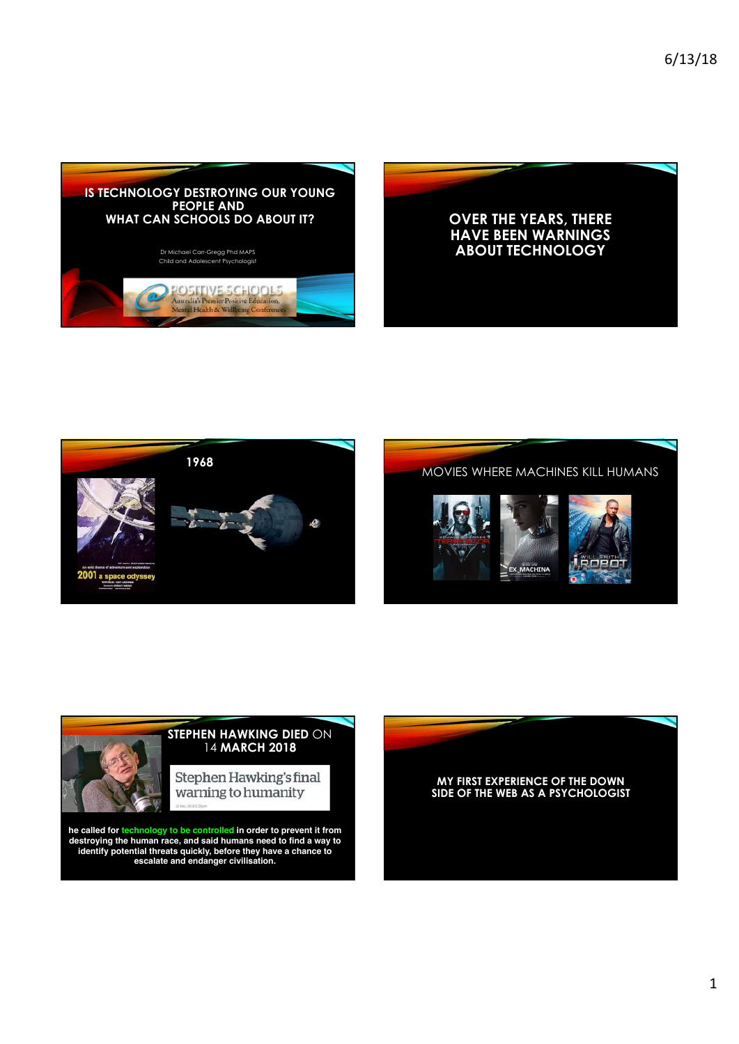## IS TECHNOLOGY DESTROYING OUR YOUNG PEOPLE AND WHAT CAN SCHOOLS DO ABOUT IT?

Dr Michael Carr-Gregg Phd MAPS
Child and Adolescent Psychologist

POSITIVE SCHOOLS
Australia's Premier Positive Education, Mental Health & Wellbeing Conferences

## OVER THE YEARS, THERE HAVE BEEN WARNINGS ABOUT TECHNOLOGY

## 1968

An epic drama of adventure and exploration

2001 a space odyssey

## MOVIES WHERE MACHINES KILL HUMANS

TERMINATOR

EX_MACHINA

WILL SMITH I, ROBOT

## STEPHEN HAWKING DIED ON 14 MARCH 2018

Stephen Hawking's final warning to humanity

he called for technology to be controlled in order to prevent it from destroying the human race, and said humans need to find a way to identify potential threats quickly, before they have a chance to escalate and endanger civilisation.

## MY FIRST EXPERIENCE OF THE DOWN SIDE OF THE WEB AS A PSYCHOLOGIST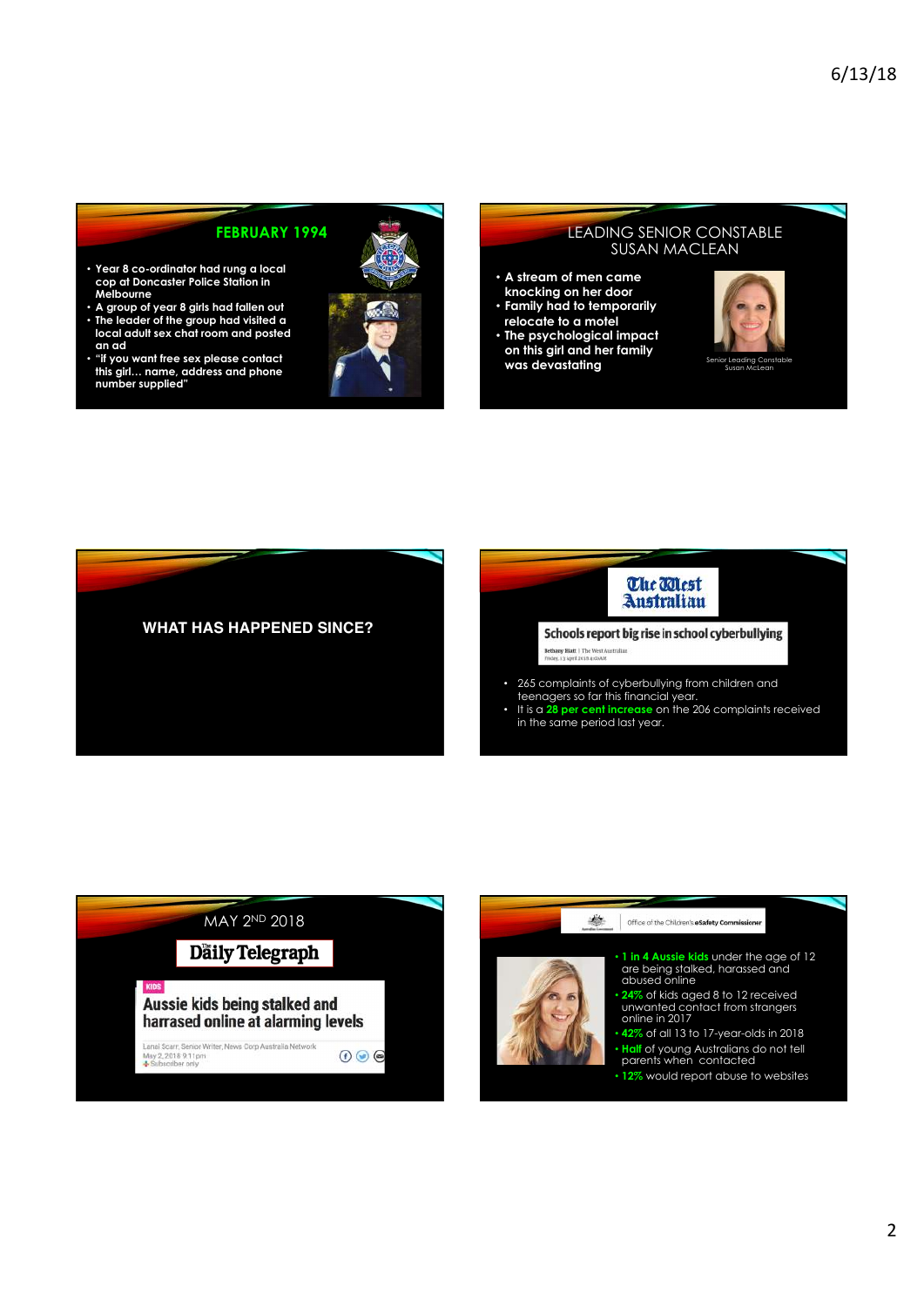## FEBRUARY 1994

- Year 8 co-ordinator had rung a local cop at Doncaster Police Station in Melbourne
- A group of year 8 girls had fallen out
- The leader of the group had visited a local adult sex chat room and posted an ad
- "if you want free sex please contact this girl… name, address and phone number supplied"

## LEADING SENIOR CONSTABLE SUSAN MACLEAN

- A stream of men came knocking on her door
- Family had to temporarily relocate to a motel
- The psychological impact on this girl and her family was devastating

Senior Leading Constable Susan McLean

## WHAT HAS HAPPENED SINCE?

## The West Australian

**Schools report big rise in school cyberbullying**

Bethany Blatt | The West Australian

- 265 complaints of cyberbullying from children and teenagers so far this financial year.
- It is a **28 per cent increase** on the 206 complaints received in the same period last year.

## MAY 2ND 2018

## Daily Telegraph

KIDS

**Aussie kids being stalked and harrased online at alarming levels**

Lenai Scarr, Senior Writer, News Corp Australia Network
May 2, 2018 9:11pm
Subscriber only

## Office of the Children's eSafety Commissioner

- **1 in 4 Aussie kids** under the age of 12 are being stalked, harassed and abused online
- **24%** of kids aged 8 to 12 received unwanted contact from strangers online in 2017
- **42%** of all 13 to 17-year-olds in 2018
- **Half** of young Australians do not tell parents when contacted
- **12%** would report abuse to websites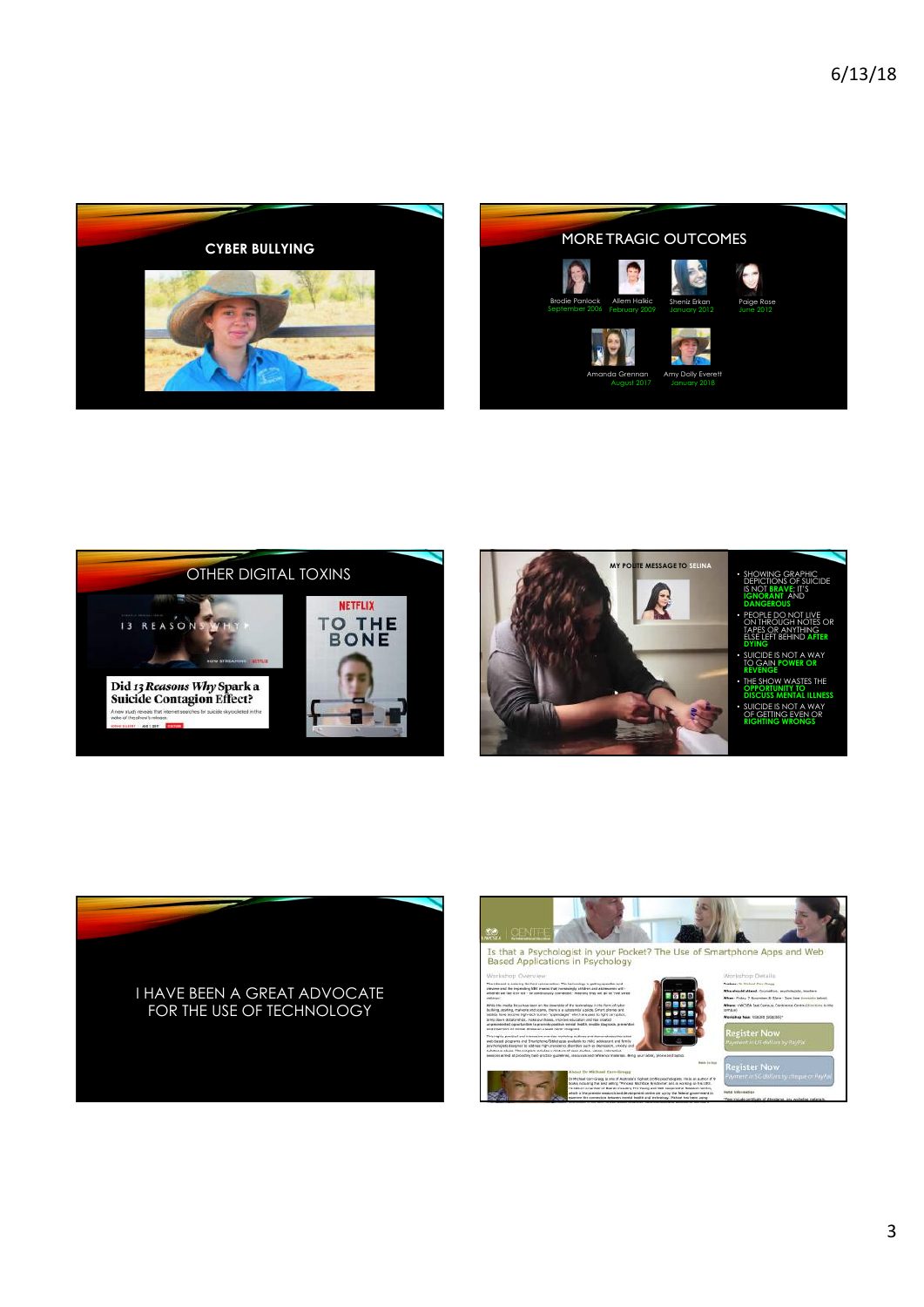## CYBER BULLYING

## MORE TRAGIC OUTCOMES

Brodie Panlock
September 2006

Allem Halkic
February 2009

Sheniz Erkan
January 2012

Paige Rose
June 2012

Amanda Grennan
August 2017

Amy Dolly Everett
January 2018

## OTHER DIGITAL TOXINS

13 REASONS WHY

Did 13 Reasons Why Spark a Suicide Contagion Effect?

A new study reveals that internet searches for suicide skyrocketed in the wake of the show's release.

NETFLIX

TO THE BONE

MY POLITE MESSAGE TO SELINA

- SHOWING GRAPHIC DEPICTIONS OF SUICIDE IS NOT BRAVE; IT'S IGNORANT AND DANGEROUS
- PEOPLE DO NOT LIVE ON THROUGH NOTES OR TAPES OR ANYTHING ELSE LEFT BEHIND AFTER DYING
- SUICIDE IS NOT A WAY TO GAIN POWER OR REVENGE
- THE SHOW WASTES THE OPPORTUNITY TO DISCUSS MENTAL ILLNESS
- SUICIDE IS NOT A WAY OF GETTING EVEN OR RIGHTING WRONGS

I HAVE BEEN A GREAT ADVOCATE FOR THE USE OF TECHNOLOGY

Is that a Psychologist in your Pocket? The Use of Smartphone Apps and Web Based Applications in Psychology

Workshop Overview

Workshop Details

Register Now

Register Now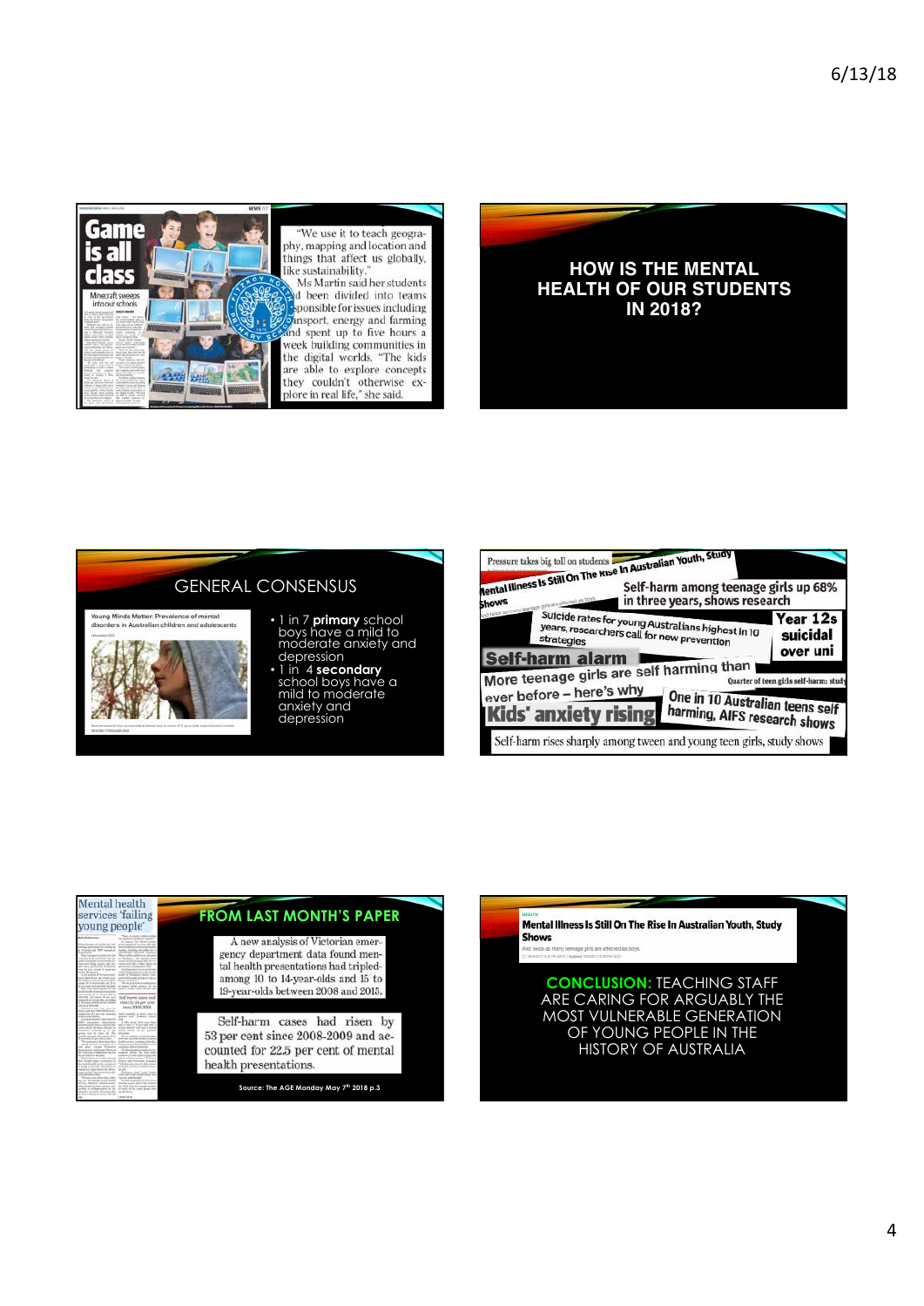Game is all class

Minecraft sweeps into our schools

"We use it to teach geography, mapping and location and things that affect us globally, like sustainability."

Ms Martin said her students had been divided into teams responsible for issues including transport, energy and farming and spent up to five hours a week building communities in the digital worlds. "The kids are able to explore concepts they couldn't otherwise explore in real life," she said.

---

## HOW IS THE MENTAL HEALTH OF OUR STUDENTS IN 2018?

---

## GENERAL CONSENSUS

Young Minds Matter: Prevalence of mental disorders in Australian children and adolescents

- 1 in 7 **primary** school boys have a mild to moderate anxiety and depression
- 1 in 4 **secondary** school boys have a mild to moderate anxiety and depression

---

Pressure takes big toll on students

Mental Illness Is Still On The Rise In Australian Youth, Study Shows

Self-harm among teenage girls up 68% in three years, shows research

Suicide rates for young Australians highest in 10 years, researchers call for new prevention strategies

Year 12s suicidal over uni

Self-harm alarm

More teenage girls are self harming than ever before – here's why

Quarter of teen girls self-harm: study

Kids' anxiety rising

One in 10 Australian teens self harming, AIFS research shows

Self-harm rises sharply among tween and young teen girls, study shows

---

## FROM LAST MONTH'S PAPER

Mental health services 'failing young people'

A new analysis of Victorian emergency department data found mental health presentations had tripled among 10 to 14-year-olds and 15 to 19-year-olds between 2008 and 2015.

Self-harm cases had risen by 53 per cent since 2008-2009 and accounted for 22.5 per cent of mental health presentations.

Source: The AGE Monday May 7th 2018 p.3

---

Mental Illness Is Still On The Rise In Australian Youth, Study Shows

And twice as many teenage girls are affected as boys.

**CONCLUSION:** TEACHING STAFF ARE CARING FOR ARGUABLY THE MOST VULNERABLE GENERATION OF YOUNG PEOPLE IN THE HISTORY OF AUSTRALIA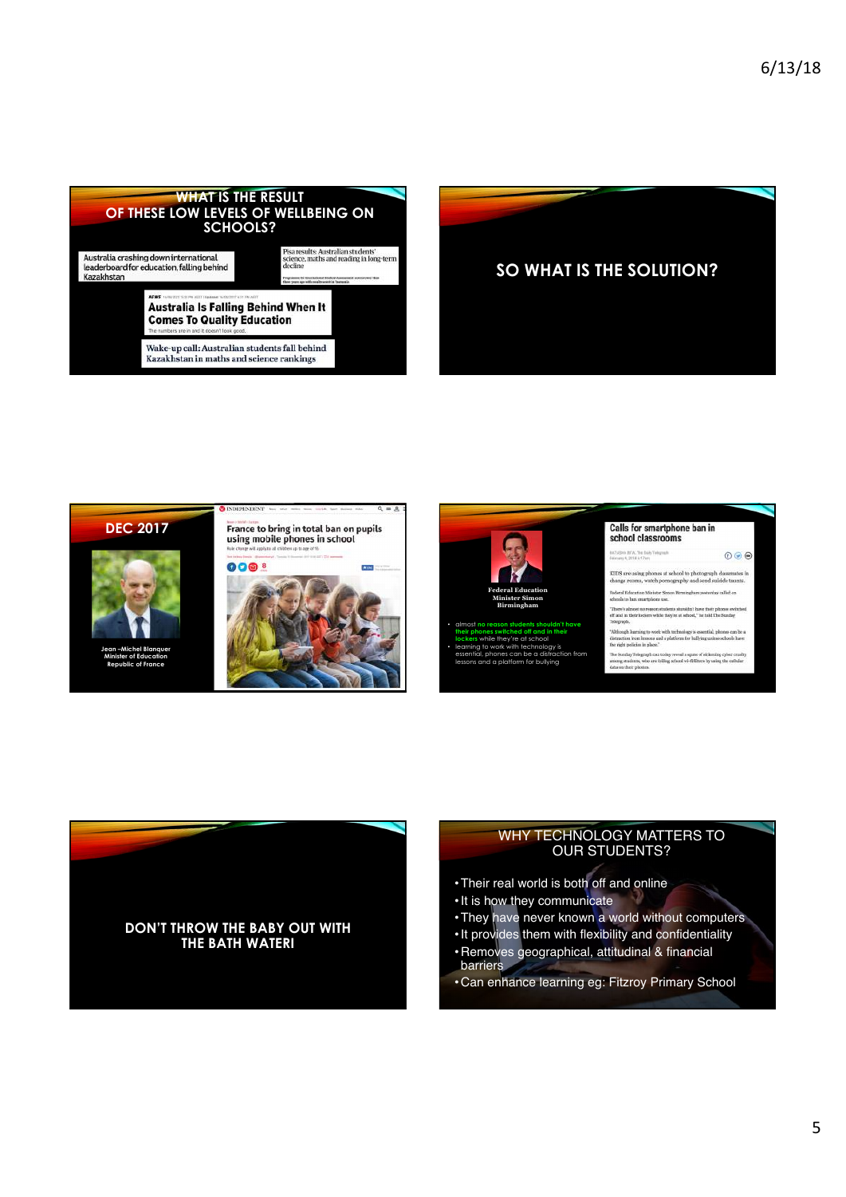## WHAT IS THE RESULT OF THESE LOW LEVELS OF WELLBEING ON SCHOOLS?

Australia crashing down international leaderboard for education, falling behind Kazakhstan

Pisa results: Australian students' science, maths and reading in long-term decline

Australia Is Falling Behind When It Comes To Quality Education

The numbers are in and it doesn't look good.

Wake-up call: Australian students fall behind Kazakhstan in maths and science rankings

## SO WHAT IS THE SOLUTION?

## DEC 2017

Jean –Michel Blanquer
Minister of Education
Republic of France

France to bring in total ban on pupils using mobile phones in school

Federal Education Minister Simon Birmingham

- almost no reason students shouldn't have their phones switched off and in their lockers while they're at school
- learning to work with technology is essential, phones can be a distraction from lessons and a platform for bullying

Calls for smartphone ban in school classrooms

## DON'T THROW THE BABY OUT WITH THE BATH WATER!

## WHY TECHNOLOGY MATTERS TO OUR STUDENTS?

- Their real world is both off and online
- It is how they communicate
- They have never known a world without computers
- It provides them with flexibility and confidentiality
- Removes geographical, attitudinal & financial barriers
- Can enhance learning eg: Fitzroy Primary School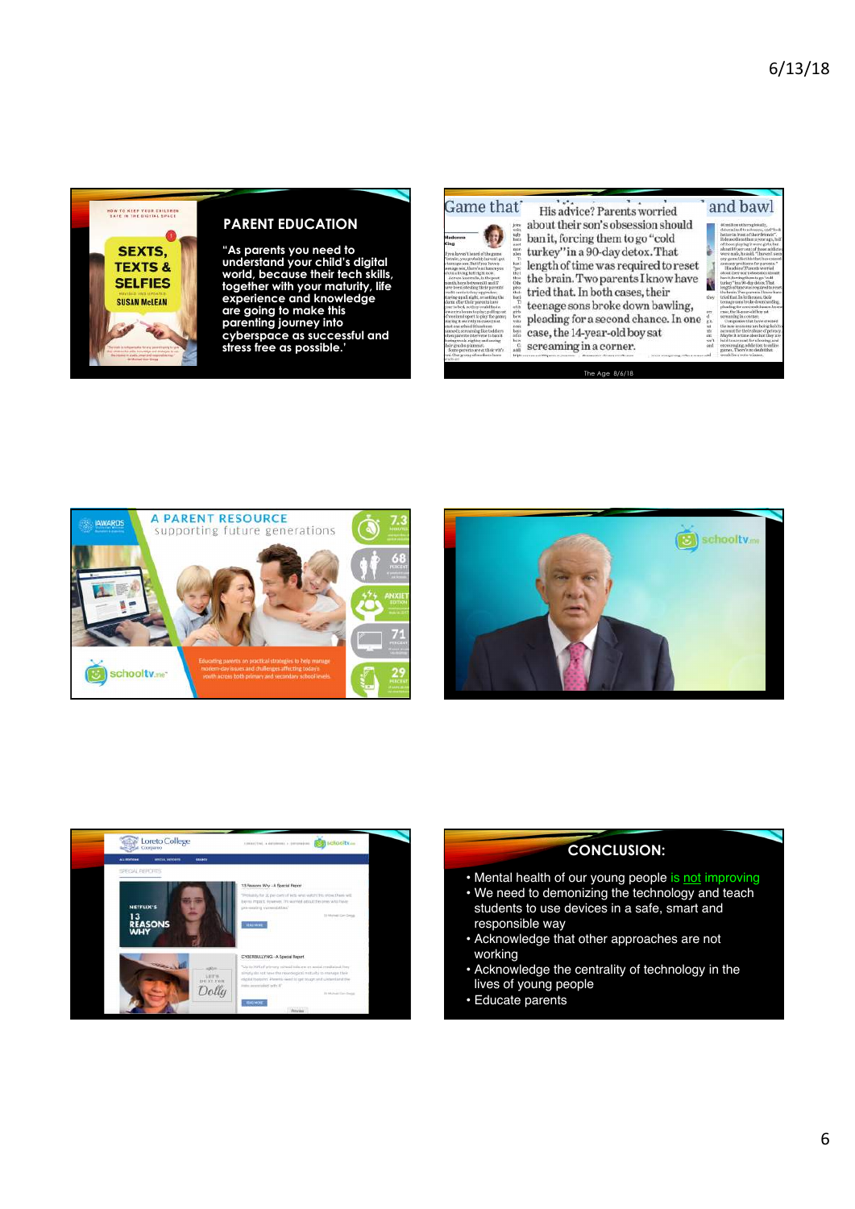## PARENT EDUCATION

HOW TO KEEP YOUR CHILDREN SAFE IN THE DIGITAL SPACE

SEXTS, TEXTS & SELFIES

REVISED AND UPDATED

SUSAN McLEAN

"As parents you need to understand your child's digital world, because their tech skills, together with your maturity, life experience and knowledge are going to make this parenting journey into cyberspace as successful and stress free as possible.'

---

Game that ... and bawl

His advice? Parents worried about their son's obsession should ban it, forcing them to go "cold turkey" in a 90-day detox. That length of time was required to reset the brain. Two parents I know have tried that. In both cases, their teenage sons broke down bawling, pleading for a second chance. In one case, the 14-year-old boy sat screaming in a corner.

The Age 8/6/18

---

A PARENT RESOURCE

supporting future generations

IAWARDS

7.3

68 PERCENT

ANXIETY EDITION

71 PERCENT

29 PERCENT

schooltv.me

Educating parents on practical strategies to help manage modern-day issues and challenges affecting today's youth across both primary and secondary school levels.

---

schooltv.me

---

Loreto College Coorparoo

schooltv.me

SPECIAL REPORTS

NETFLIX'S 13 REASONS WHY

13 Reasons Why - A Special Report

CYBERBULLYING - A Special Report

LET'S DO IT FOR Dolly

---

## CONCLUSION:

- Mental health of our young people is not improving
- We need to demonizing the technology and teach students to use devices in a safe, smart and responsible way
- Acknowledge that other approaches are not working
- Acknowledge the centrality of technology in the lives of young people
- Educate parents